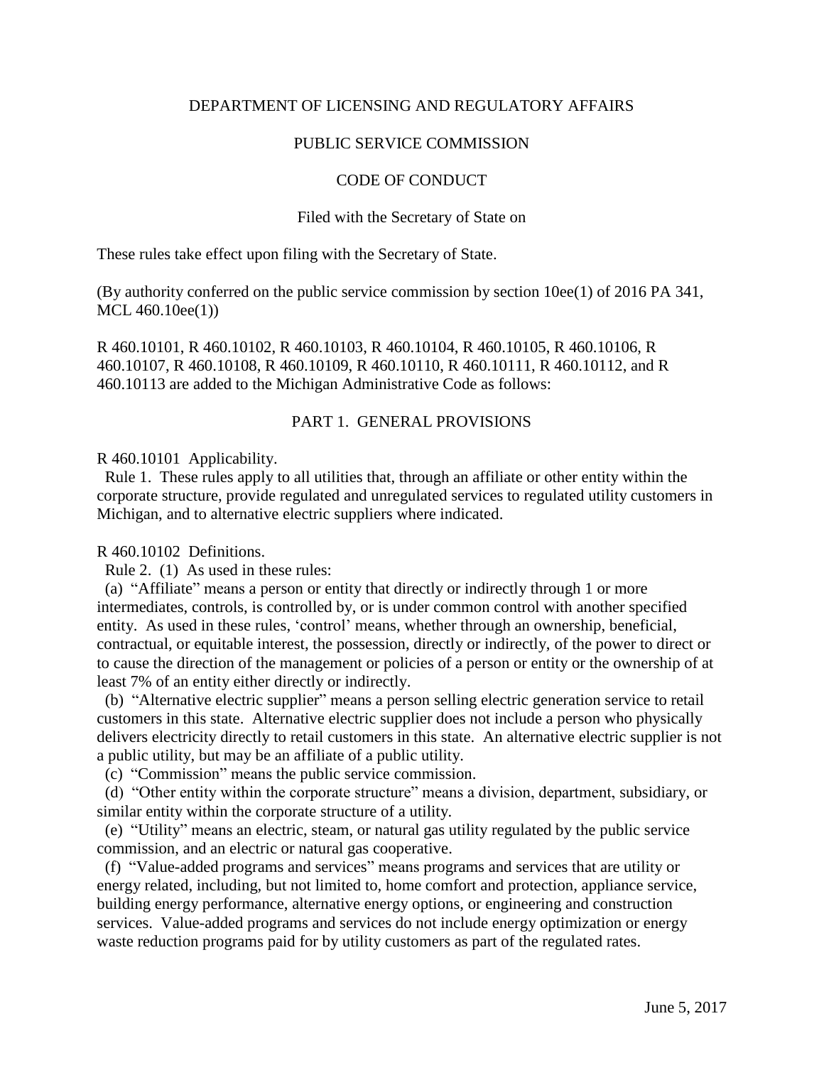DEPARTMENT OF LICENSING AND REGULATORY AFFAIRS

PUBLIC SERVICE COMMISSION

CODE OF CONDUCT

Filed with the Secretary of State on

These rules take effect upon filing with the Secretary of State.

(By authority conferred on the public service commission by section 10ee(1) of 2016 PA 341, MCL 460.10ee(1))

R 460.10101, R 460.10102, R 460.10103, R 460.10104, R 460.10105, R 460.10106, R 460.10107, R 460.10108, R 460.10109, R 460.10110, R 460.10111, R 460.10112, and R 460.10113 are added to the Michigan Administrative Code as follows:

## PART 1. GENERAL PROVISIONS

R 460.10101 Applicability.

Rule 1. These rules apply to all utilities that, through an affiliate or other entity within the corporate structure, provide regulated and unregulated services to regulated utility customers in Michigan, and to alternative electric suppliers where indicated.

R 460.10102 Definitions.

Rule 2. (1) As used in these rules:

(a) "Affiliate" means a person or entity that directly or indirectly through 1 or more intermediates, controls, is controlled by, or is under common control with another specified entity. As used in these rules, 'control' means, whether through an ownership, beneficial, contractual, or equitable interest, the possession, directly or indirectly, of the power to direct or to cause the direction of the management or policies of a person or entity or the ownership of at least 7% of an entity either directly or indirectly.

(b) "Alternative electric supplier" means a person selling electric generation service to retail customers in this state. Alternative electric supplier does not include a person who physically delivers electricity directly to retail customers in this state. An alternative electric supplier is not a public utility, but may be an affiliate of a public utility.

(c) "Commission" means the public service commission.

(d) "Other entity within the corporate structure" means a division, department, subsidiary, or similar entity within the corporate structure of a utility.

(e) "Utility" means an electric, steam, or natural gas utility regulated by the public service commission, and an electric or natural gas cooperative.

(f) "Value-added programs and services" means programs and services that are utility or energy related, including, but not limited to, home comfort and protection, appliance service, building energy performance, alternative energy options, or engineering and construction services. Value-added programs and services do not include energy optimization or energy waste reduction programs paid for by utility customers as part of the regulated rates.

June 5, 2017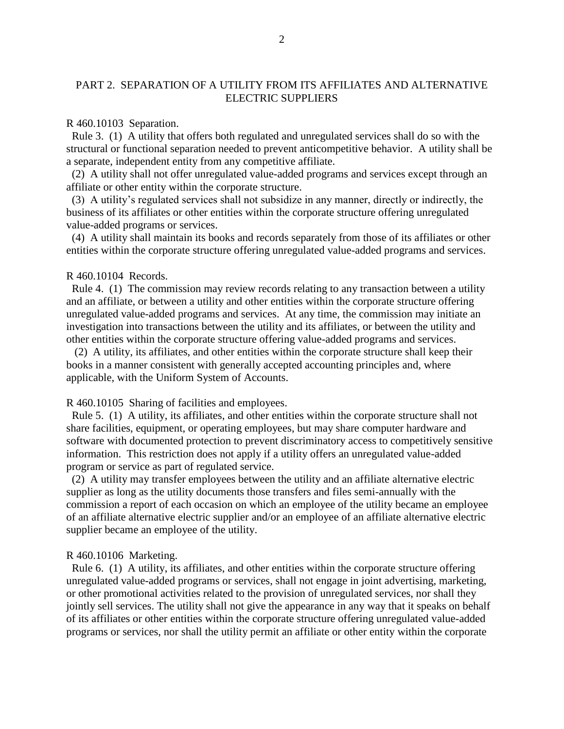## PART 2. SEPARATION OF A UTILITY FROM ITS AFFILIATES AND ALTERNATIVE ELECTRIC SUPPLIERS

R 460.10103 Separation.

Rule 3. (1) A utility that offers both regulated and unregulated services shall do so with the structural or functional separation needed to prevent anticompetitive behavior. A utility shall be a separate, independent entity from any competitive affiliate.

(2) A utility shall not offer unregulated value-added programs and services except through an affiliate or other entity within the corporate structure.

(3) A utility's regulated services shall not subsidize in any manner, directly or indirectly, the business of its affiliates or other entities within the corporate structure offering unregulated value-added programs or services.

(4) A utility shall maintain its books and records separately from those of its affiliates or other entities within the corporate structure offering unregulated value-added programs and services.

R 460.10104 Records.

Rule 4. (1) The commission may review records relating to any transaction between a utility and an affiliate, or between a utility and other entities within the corporate structure offering unregulated value-added programs and services. At any time, the commission may initiate an investigation into transactions between the utility and its affiliates, or between the utility and other entities within the corporate structure offering value-added programs and services.

(2) A utility, its affiliates, and other entities within the corporate structure shall keep their books in a manner consistent with generally accepted accounting principles and, where applicable, with the Uniform System of Accounts.

R 460.10105 Sharing of facilities and employees.

Rule 5. (1) A utility, its affiliates, and other entities within the corporate structure shall not share facilities, equipment, or operating employees, but may share computer hardware and software with documented protection to prevent discriminatory access to competitively sensitive information. This restriction does not apply if a utility offers an unregulated value-added program or service as part of regulated service.

(2) A utility may transfer employees between the utility and an affiliate alternative electric supplier as long as the utility documents those transfers and files semi-annually with the commission a report of each occasion on which an employee of the utility became an employee of an affiliate alternative electric supplier and/or an employee of an affiliate alternative electric supplier became an employee of the utility.

R 460.10106 Marketing.

Rule 6. (1) A utility, its affiliates, and other entities within the corporate structure offering unregulated value-added programs or services, shall not engage in joint advertising, marketing, or other promotional activities related to the provision of unregulated services, nor shall they jointly sell services. The utility shall not give the appearance in any way that it speaks on behalf of its affiliates or other entities within the corporate structure offering unregulated value-added programs or services, nor shall the utility permit an affiliate or other entity within the corporate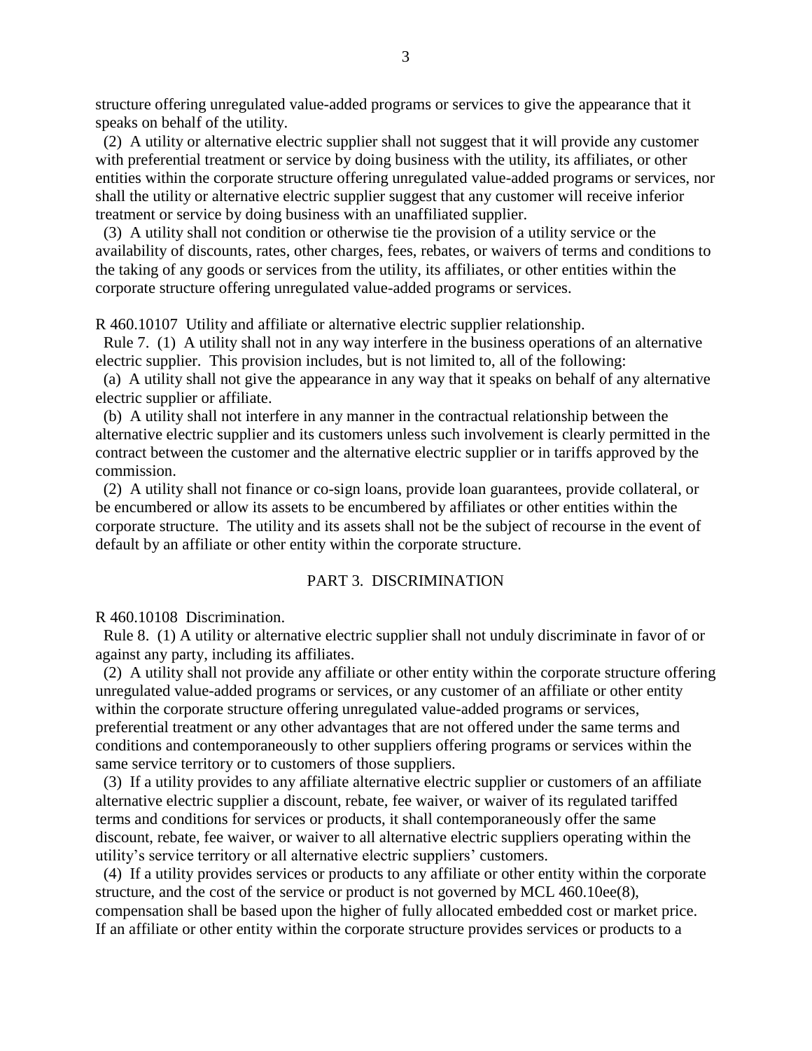structure offering unregulated value-added programs or services to give the appearance that it speaks on behalf of the utility.

(2) A utility or alternative electric supplier shall not suggest that it will provide any customer with preferential treatment or service by doing business with the utility, its affiliates, or other entities within the corporate structure offering unregulated value-added programs or services, nor shall the utility or alternative electric supplier suggest that any customer will receive inferior treatment or service by doing business with an unaffiliated supplier.

(3) A utility shall not condition or otherwise tie the provision of a utility service or the availability of discounts, rates, other charges, fees, rebates, or waivers of terms and conditions to the taking of any goods or services from the utility, its affiliates, or other entities within the corporate structure offering unregulated value-added programs or services.

R 460.10107 Utility and affiliate or alternative electric supplier relationship.

Rule 7. (1) A utility shall not in any way interfere in the business operations of an alternative electric supplier. This provision includes, but is not limited to, all of the following:

(a) A utility shall not give the appearance in any way that it speaks on behalf of any alternative electric supplier or affiliate.

(b) A utility shall not interfere in any manner in the contractual relationship between the alternative electric supplier and its customers unless such involvement is clearly permitted in the contract between the customer and the alternative electric supplier or in tariffs approved by the commission.

(2) A utility shall not finance or co-sign loans, provide loan guarantees, provide collateral, or be encumbered or allow its assets to be encumbered by affiliates or other entities within the corporate structure. The utility and its assets shall not be the subject of recourse in the event of default by an affiliate or other entity within the corporate structure.

## PART 3. DISCRIMINATION

R 460.10108 Discrimination.

Rule 8. (1) A utility or alternative electric supplier shall not unduly discriminate in favor of or against any party, including its affiliates.

(2) A utility shall not provide any affiliate or other entity within the corporate structure offering unregulated value-added programs or services, or any customer of an affiliate or other entity within the corporate structure offering unregulated value-added programs or services, preferential treatment or any other advantages that are not offered under the same terms and conditions and contemporaneously to other suppliers offering programs or services within the same service territory or to customers of those suppliers.

(3) If a utility provides to any affiliate alternative electric supplier or customers of an affiliate alternative electric supplier a discount, rebate, fee waiver, or waiver of its regulated tariffed terms and conditions for services or products, it shall contemporaneously offer the same discount, rebate, fee waiver, or waiver to all alternative electric suppliers operating within the utility's service territory or all alternative electric suppliers' customers.

(4) If a utility provides services or products to any affiliate or other entity within the corporate structure, and the cost of the service or product is not governed by MCL 460.10ee(8), compensation shall be based upon the higher of fully allocated embedded cost or market price. If an affiliate or other entity within the corporate structure provides services or products to a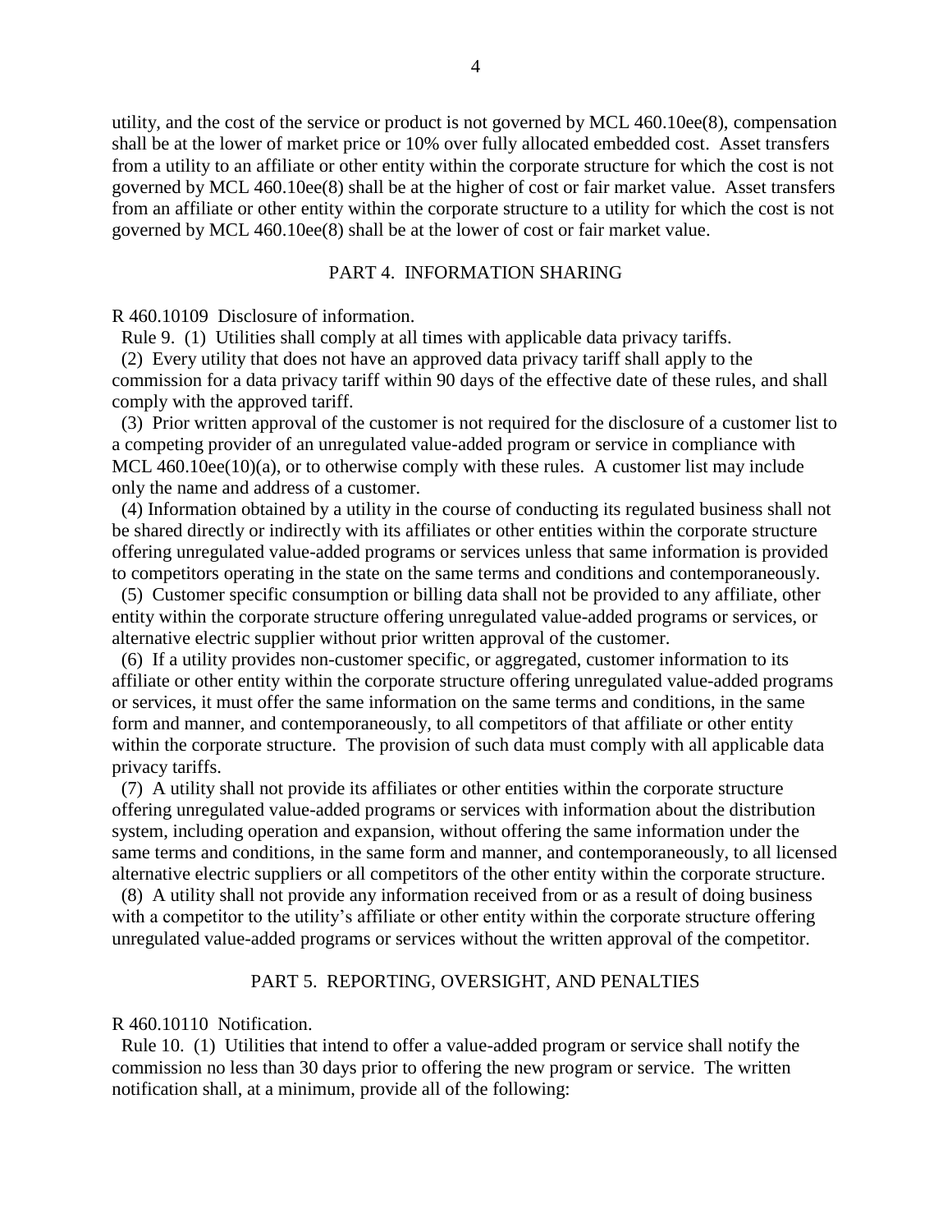utility, and the cost of the service or product is not governed by MCL 460.10ee(8), compensation shall be at the lower of market price or 10% over fully allocated embedded cost. Asset transfers from a utility to an affiliate or other entity within the corporate structure for which the cost is not governed by MCL 460.10ee(8) shall be at the higher of cost or fair market value. Asset transfers from an affiliate or other entity within the corporate structure to a utility for which the cost is not governed by MCL 460.10ee(8) shall be at the lower of cost or fair market value.

## PART 4. INFORMATION SHARING

R 460.10109 Disclosure of information.

Rule 9. (1) Utilities shall comply at all times with applicable data privacy tariffs.

(2) Every utility that does not have an approved data privacy tariff shall apply to the commission for a data privacy tariff within 90 days of the effective date of these rules, and shall comply with the approved tariff.

(3) Prior written approval of the customer is not required for the disclosure of a customer list to a competing provider of an unregulated value-added program or service in compliance with MCL 460.10ee(10)(a), or to otherwise comply with these rules. A customer list may include only the name and address of a customer.

(4) Information obtained by a utility in the course of conducting its regulated business shall not be shared directly or indirectly with its affiliates or other entities within the corporate structure offering unregulated value-added programs or services unless that same information is provided to competitors operating in the state on the same terms and conditions and contemporaneously.

(5) Customer specific consumption or billing data shall not be provided to any affiliate, other entity within the corporate structure offering unregulated value-added programs or services, or alternative electric supplier without prior written approval of the customer.

(6) If a utility provides non-customer specific, or aggregated, customer information to its affiliate or other entity within the corporate structure offering unregulated value-added programs or services, it must offer the same information on the same terms and conditions, in the same form and manner, and contemporaneously, to all competitors of that affiliate or other entity within the corporate structure. The provision of such data must comply with all applicable data privacy tariffs.

(7) A utility shall not provide its affiliates or other entities within the corporate structure offering unregulated value-added programs or services with information about the distribution system, including operation and expansion, without offering the same information under the same terms and conditions, in the same form and manner, and contemporaneously, to all licensed alternative electric suppliers or all competitors of the other entity within the corporate structure.

(8) A utility shall not provide any information received from or as a result of doing business with a competitor to the utility's affiliate or other entity within the corporate structure offering unregulated value-added programs or services without the written approval of the competitor.

## PART 5. REPORTING, OVERSIGHT, AND PENALTIES

R 460.10110 Notification.

Rule 10. (1) Utilities that intend to offer a value-added program or service shall notify the commission no less than 30 days prior to offering the new program or service. The written notification shall, at a minimum, provide all of the following: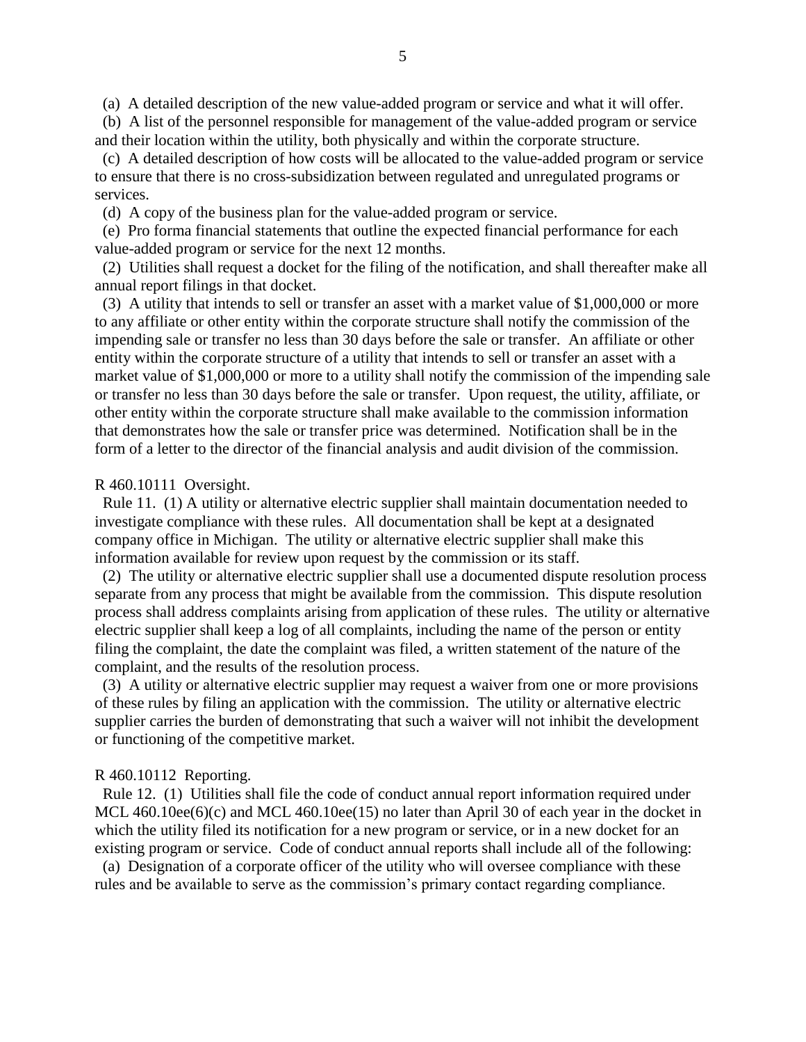(a) A detailed description of the new value-added program or service and what it will offer.

(b) A list of the personnel responsible for management of the value-added program or service and their location within the utility, both physically and within the corporate structure.

(c) A detailed description of how costs will be allocated to the value-added program or service to ensure that there is no cross-subsidization between regulated and unregulated programs or services.

(d) A copy of the business plan for the value-added program or service.

(e) Pro forma financial statements that outline the expected financial performance for each value-added program or service for the next 12 months.

(2) Utilities shall request a docket for the filing of the notification, and shall thereafter make all annual report filings in that docket.

(3) A utility that intends to sell or transfer an asset with a market value of $1,000,000 or more to any affiliate or other entity within the corporate structure shall notify the commission of the impending sale or transfer no less than 30 days before the sale or transfer. An affiliate or other entity within the corporate structure of a utility that intends to sell or transfer an asset with a market value of $1,000,000 or more to a utility shall notify the commission of the impending sale or transfer no less than 30 days before the sale or transfer. Upon request, the utility, affiliate, or other entity within the corporate structure shall make available to the commission information that demonstrates how the sale or transfer price was determined. Notification shall be in the form of a letter to the director of the financial analysis and audit division of the commission.

R 460.10111 Oversight.

Rule 11. (1) A utility or alternative electric supplier shall maintain documentation needed to investigate compliance with these rules. All documentation shall be kept at a designated company office in Michigan. The utility or alternative electric supplier shall make this information available for review upon request by the commission or its staff.

(2) The utility or alternative electric supplier shall use a documented dispute resolution process separate from any process that might be available from the commission. This dispute resolution process shall address complaints arising from application of these rules. The utility or alternative electric supplier shall keep a log of all complaints, including the name of the person or entity filing the complaint, the date the complaint was filed, a written statement of the nature of the complaint, and the results of the resolution process.

(3) A utility or alternative electric supplier may request a waiver from one or more provisions of these rules by filing an application with the commission. The utility or alternative electric supplier carries the burden of demonstrating that such a waiver will not inhibit the development or functioning of the competitive market.

R 460.10112 Reporting.

Rule 12. (1) Utilities shall file the code of conduct annual report information required under MCL 460.10ee(6)(c) and MCL 460.10ee(15) no later than April 30 of each year in the docket in which the utility filed its notification for a new program or service, or in a new docket for an existing program or service. Code of conduct annual reports shall include all of the following:

(a) Designation of a corporate officer of the utility who will oversee compliance with these rules and be available to serve as the commission's primary contact regarding compliance.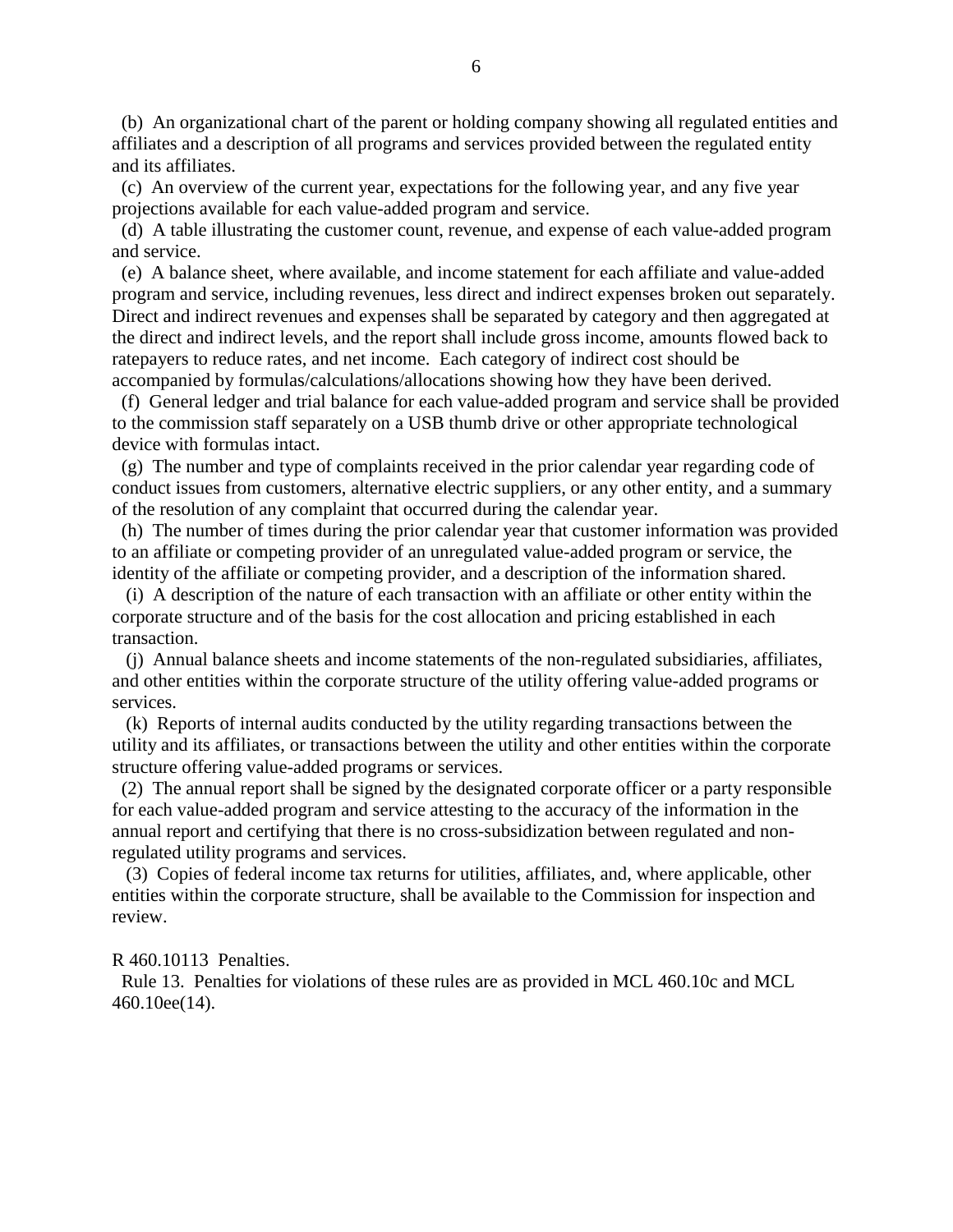(b) An organizational chart of the parent or holding company showing all regulated entities and affiliates and a description of all programs and services provided between the regulated entity and its affiliates.

(c) An overview of the current year, expectations for the following year, and any five year projections available for each value-added program and service.

(d) A table illustrating the customer count, revenue, and expense of each value-added program and service.

(e) A balance sheet, where available, and income statement for each affiliate and value-added program and service, including revenues, less direct and indirect expenses broken out separately. Direct and indirect revenues and expenses shall be separated by category and then aggregated at the direct and indirect levels, and the report shall include gross income, amounts flowed back to ratepayers to reduce rates, and net income. Each category of indirect cost should be accompanied by formulas/calculations/allocations showing how they have been derived.

(f) General ledger and trial balance for each value-added program and service shall be provided to the commission staff separately on a USB thumb drive or other appropriate technological device with formulas intact.

(g) The number and type of complaints received in the prior calendar year regarding code of conduct issues from customers, alternative electric suppliers, or any other entity, and a summary of the resolution of any complaint that occurred during the calendar year.

(h) The number of times during the prior calendar year that customer information was provided to an affiliate or competing provider of an unregulated value-added program or service, the identity of the affiliate or competing provider, and a description of the information shared.

(i) A description of the nature of each transaction with an affiliate or other entity within the corporate structure and of the basis for the cost allocation and pricing established in each transaction.

(j) Annual balance sheets and income statements of the non-regulated subsidiaries, affiliates, and other entities within the corporate structure of the utility offering value-added programs or services.

(k) Reports of internal audits conducted by the utility regarding transactions between the utility and its affiliates, or transactions between the utility and other entities within the corporate structure offering value-added programs or services.

(2) The annual report shall be signed by the designated corporate officer or a party responsible for each value-added program and service attesting to the accuracy of the information in the annual report and certifying that there is no cross-subsidization between regulated and non-regulated utility programs and services.

(3) Copies of federal income tax returns for utilities, affiliates, and, where applicable, other entities within the corporate structure, shall be available to the Commission for inspection and review.

R 460.10113 Penalties.

Rule 13. Penalties for violations of these rules are as provided in MCL 460.10c and MCL 460.10ee(14).